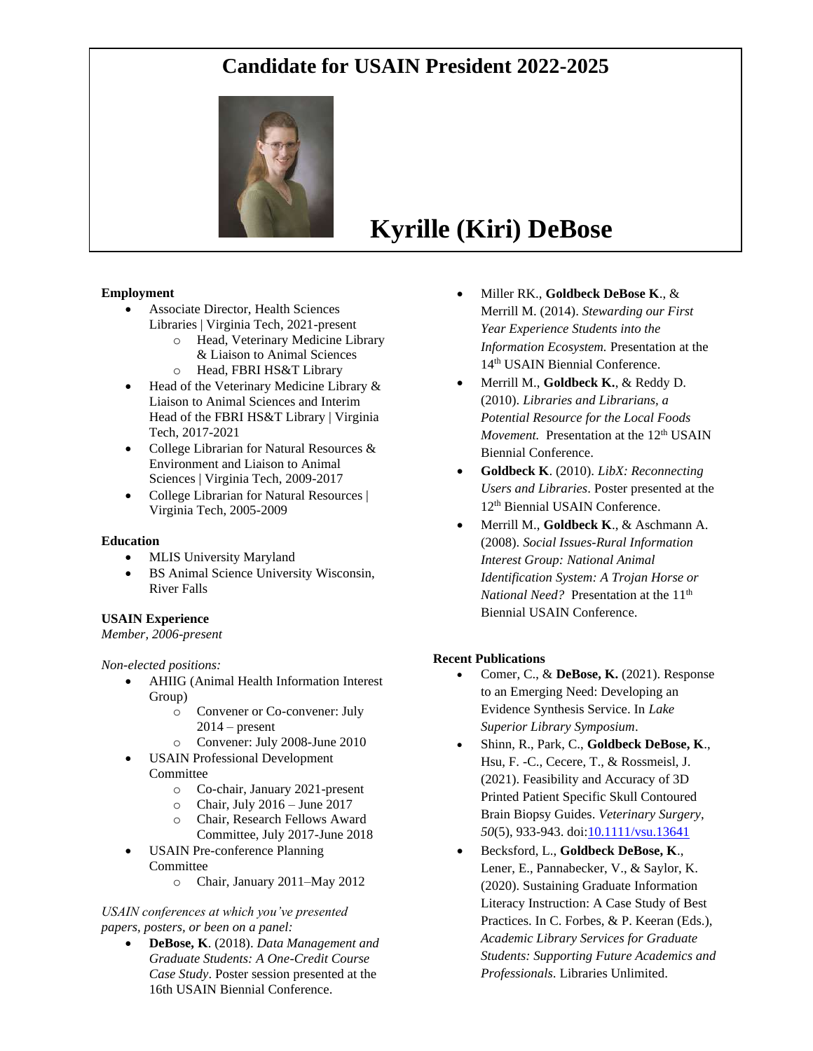# Candidate for USAIN President 2022-2025

# Kyrille (Kiri) DeBose

**Employment**

- Associate Director, Health Sciences Libraries | Virginia Tech, 2021-present
  - Head, Veterinary Medicine Library & Liaison to Animal Sciences
  - Head, FBRI HS&T Library
- Head of the Veterinary Medicine Library & Liaison to Animal Sciences and Interim Head of the FBRI HS&T Library | Virginia Tech, 2017-2021
- College Librarian for Natural Resources & Environment and Liaison to Animal Sciences | Virginia Tech, 2009-2017
- College Librarian for Natural Resources | Virginia Tech, 2005-2009

**Education**

- MLIS University Maryland
- BS Animal Science University Wisconsin, River Falls

**USAIN Experience**

*Member, 2006-present*

*Non-elected positions:*

- AHIIG (Animal Health Information Interest Group)
  - Convener or Co-convener: July 2014 – present
  - Convener: July 2008-June 2010
- USAIN Professional Development Committee
  - Co-chair, January 2021-present
  - Chair, July 2016 – June 2017
  - Chair, Research Fellows Award Committee, July 2017-June 2018
- USAIN Pre-conference Planning Committee
  - Chair, January 2011–May 2012

*USAIN conferences at which you've presented papers, posters, or been on a panel:*

- **DeBose, K**. (2018). *Data Management and Graduate Students: A One-Credit Course Case Study*. Poster session presented at the 16th USAIN Biennial Conference.
- Miller RK., **Goldbeck DeBose K**., & Merrill M. (2014). *Stewarding our First Year Experience Students into the Information Ecosystem.* Presentation at the 14th USAIN Biennial Conference.
- Merrill M., **Goldbeck K.**, & Reddy D. (2010). *Libraries and Librarians, a Potential Resource for the Local Foods Movement.* Presentation at the 12th USAIN Biennial Conference.
- **Goldbeck K**. (2010). *LibX: Reconnecting Users and Libraries*. Poster presented at the 12th Biennial USAIN Conference.
- Merrill M., **Goldbeck K**., & Aschmann A. (2008). *Social Issues-Rural Information Interest Group: National Animal Identification System: A Trojan Horse or National Need?* Presentation at the 11th Biennial USAIN Conference.

**Recent Publications**

- Comer, C., & **DeBose, K.** (2021). Response to an Emerging Need: Developing an Evidence Synthesis Service. In *Lake Superior Library Symposium*.
- Shinn, R., Park, C., **Goldbeck DeBose, K**., Hsu, F. -C., Cecere, T., & Rossmeisl, J. (2021). Feasibility and Accuracy of 3D Printed Patient Specific Skull Contoured Brain Biopsy Guides. *Veterinary Surgery*, *50*(5), 933-943. doi:10.1111/vsu.13641
- Becksford, L., **Goldbeck DeBose, K**., Lener, E., Pannabecker, V., & Saylor, K. (2020). Sustaining Graduate Information Literacy Instruction: A Case Study of Best Practices. In C. Forbes, & P. Keeran (Eds.), *Academic Library Services for Graduate Students: Supporting Future Academics and Professionals*. Libraries Unlimited.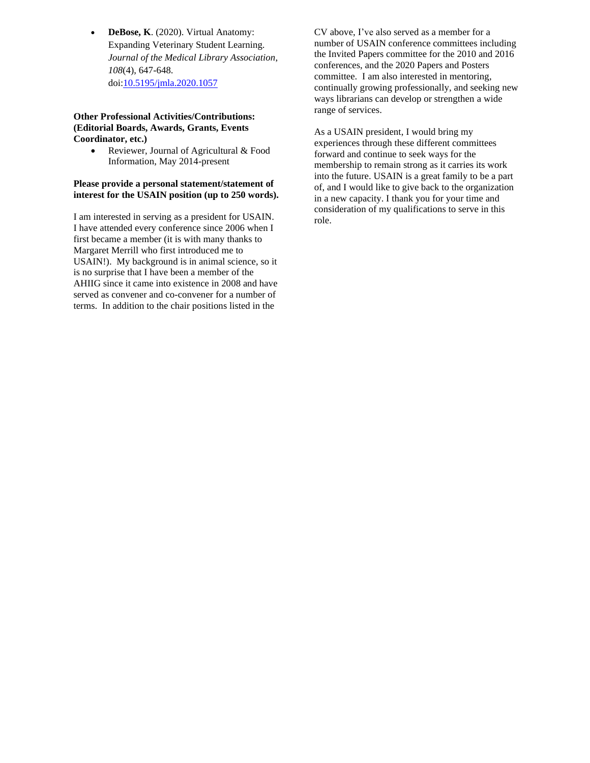- **DeBose, K**. (2020). Virtual Anatomy: Expanding Veterinary Student Learning. *Journal of the Medical Library Association*, *108*(4), 647-648. doi:[10.5195/jmla.2020.1057](https://doi.org/10.5195/jmla.2020.1057)

**Other Professional Activities/Contributions: (Editorial Boards, Awards, Grants, Events Coordinator, etc.)**

- Reviewer, Journal of Agricultural & Food Information, May 2014-present

**Please provide a personal statement/statement of interest for the USAIN position (up to 250 words).**

I am interested in serving as a president for USAIN. I have attended every conference since 2006 when I first became a member (it is with many thanks to Margaret Merrill who first introduced me to USAIN!). My background is in animal science, so it is no surprise that I have been a member of the AHIIG since it came into existence in 2008 and have served as convener and co-convener for a number of terms. In addition to the chair positions listed in the CV above, I've also served as a member for a number of USAIN conference committees including the Invited Papers committee for the 2010 and 2016 conferences, and the 2020 Papers and Posters committee. I am also interested in mentoring, continually growing professionally, and seeking new ways librarians can develop or strengthen a wide range of services.

As a USAIN president, I would bring my experiences through these different committees forward and continue to seek ways for the membership to remain strong as it carries its work into the future. USAIN is a great family to be a part of, and I would like to give back to the organization in a new capacity. I thank you for your time and consideration of my qualifications to serve in this role.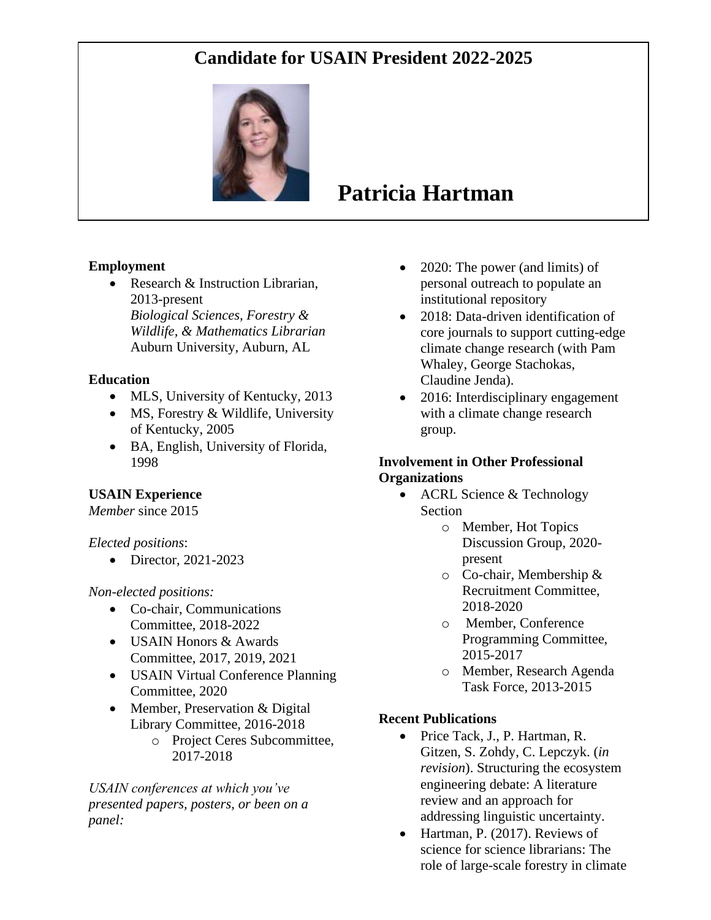# Candidate for USAIN President 2022-2025

# Patricia Hartman

**Employment**

- Research & Instruction Librarian, 2013-present
  *Biological Sciences, Forestry & Wildlife, & Mathematics Librarian*
  Auburn University, Auburn, AL

**Education**

- MLS, University of Kentucky, 2013
- MS, Forestry & Wildlife, University of Kentucky, 2005
- BA, English, University of Florida, 1998

**USAIN Experience**

*Member* since 2015

*Elected positions*:

- Director, 2021-2023

*Non-elected positions:*

- Co-chair, Communications Committee, 2018-2022
- USAIN Honors & Awards Committee, 2017, 2019, 2021
- USAIN Virtual Conference Planning Committee, 2020
- Member, Preservation & Digital Library Committee, 2016-2018
  - Project Ceres Subcommittee, 2017-2018

*USAIN conferences at which you've presented papers, posters, or been on a panel:*

- 2020: The power (and limits) of personal outreach to populate an institutional repository
- 2018: Data-driven identification of core journals to support cutting-edge climate change research (with Pam Whaley, George Stachokas, Claudine Jenda).
- 2016: Interdisciplinary engagement with a climate change research group.

**Involvement in Other Professional Organizations**

- ACRL Science & Technology Section
  - Member, Hot Topics Discussion Group, 2020-present
  - Co-chair, Membership & Recruitment Committee, 2018-2020
  - Member, Conference Programming Committee, 2015-2017
  - Member, Research Agenda Task Force, 2013-2015

**Recent Publications**

- Price Tack, J., P. Hartman, R. Gitzen, S. Zohdy, C. Lepczyk. (*in revision*). Structuring the ecosystem engineering debate: A literature review and an approach for addressing linguistic uncertainty.
- Hartman, P. (2017). Reviews of science for science librarians: The role of large-scale forestry in climate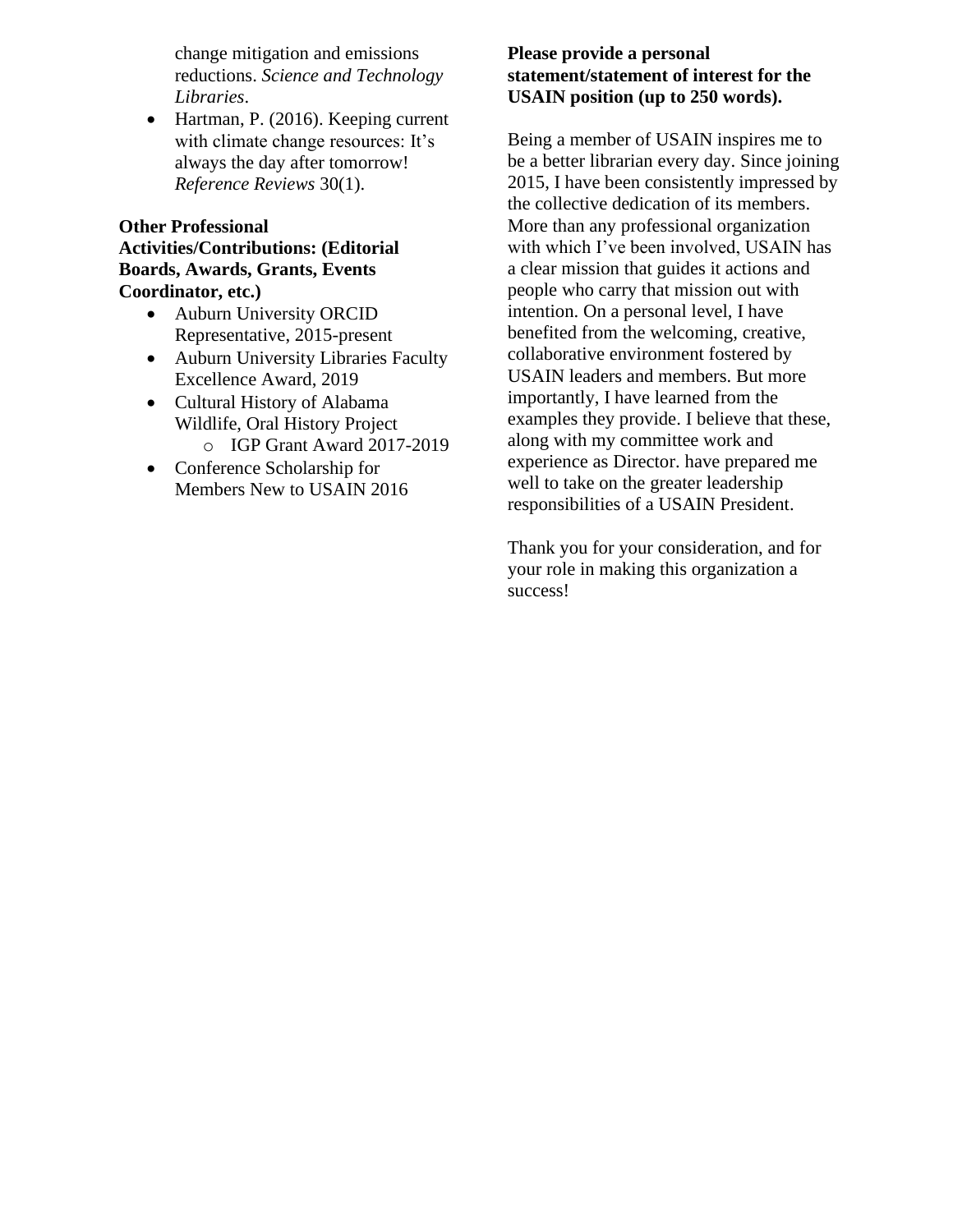change mitigation and emissions reductions. *Science and Technology Libraries*.

- Hartman, P. (2016). Keeping current with climate change resources: It's always the day after tomorrow! *Reference Reviews* 30(1).

**Other Professional Activities/Contributions: (Editorial Boards, Awards, Grants, Events Coordinator, etc.)**

- Auburn University ORCID Representative, 2015-present
- Auburn University Libraries Faculty Excellence Award, 2019
- Cultural History of Alabama Wildlife, Oral History Project
  - IGP Grant Award 2017-2019
- Conference Scholarship for Members New to USAIN 2016

**Please provide a personal statement/statement of interest for the USAIN position (up to 250 words).**

Being a member of USAIN inspires me to be a better librarian every day. Since joining 2015, I have been consistently impressed by the collective dedication of its members. More than any professional organization with which I've been involved, USAIN has a clear mission that guides it actions and people who carry that mission out with intention. On a personal level, I have benefited from the welcoming, creative, collaborative environment fostered by USAIN leaders and members. But more importantly, I have learned from the examples they provide. I believe that these, along with my committee work and experience as Director. have prepared me well to take on the greater leadership responsibilities of a USAIN President.

Thank you for your consideration, and for your role in making this organization a success!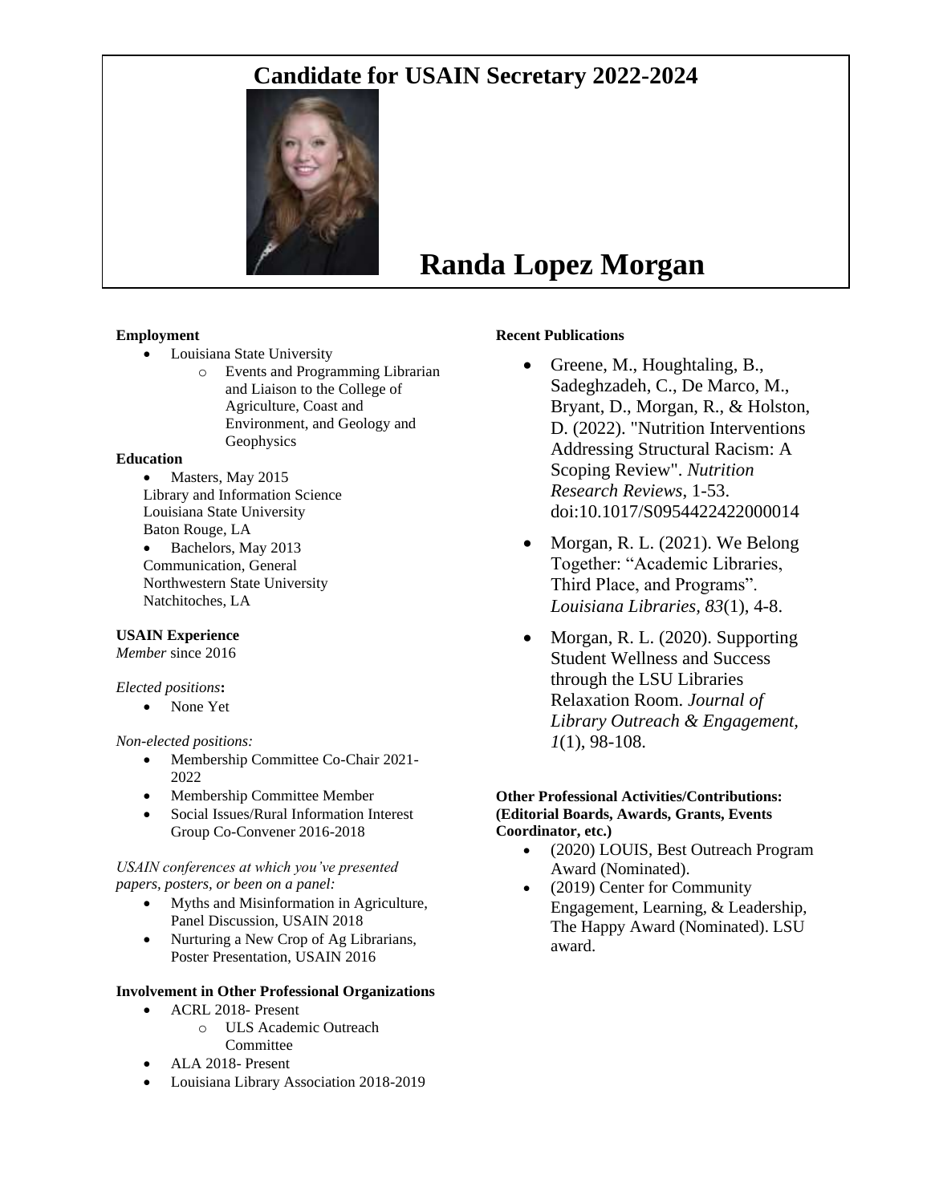# Candidate for USAIN Secretary 2022-2024

# Randa Lopez Morgan

**Employment**

- Louisiana State University
  - Events and Programming Librarian and Liaison to the College of Agriculture, Coast and Environment, and Geology and Geophysics

**Education**

- Masters, May 2015
  Library and Information Science
  Louisiana State University
  Baton Rouge, LA
- Bachelors, May 2013
  Communication, General
  Northwestern State University
  Natchitoches, LA

**USAIN Experience**

*Member* since 2016

*Elected positions***:**

- None Yet

*Non-elected positions:*

- Membership Committee Co-Chair 2021-2022
- Membership Committee Member
- Social Issues/Rural Information Interest Group Co-Convener 2016-2018

*USAIN conferences at which you've presented papers, posters, or been on a panel:*

- Myths and Misinformation in Agriculture, Panel Discussion, USAIN 2018
- Nurturing a New Crop of Ag Librarians, Poster Presentation, USAIN 2016

**Involvement in Other Professional Organizations**

- ACRL 2018- Present
  - ULS Academic Outreach Committee
- ALA 2018- Present
- Louisiana Library Association 2018-2019

**Recent Publications**

- Greene, M., Houghtaling, B., Sadeghzadeh, C., De Marco, M., Bryant, D., Morgan, R., & Holston, D. (2022). "Nutrition Interventions Addressing Structural Racism: A Scoping Review". *Nutrition Research Reviews*, 1-53. doi:10.1017/S0954422422000014
- Morgan, R. L. (2021). We Belong Together: "Academic Libraries, Third Place, and Programs". *Louisiana Libraries, 83*(1), 4-8.
- Morgan, R. L. (2020). Supporting Student Wellness and Success through the LSU Libraries Relaxation Room. *Journal of Library Outreach & Engagement, 1*(1), 98-108.

**Other Professional Activities/Contributions: (Editorial Boards, Awards, Grants, Events Coordinator, etc.)**

- (2020) LOUIS, Best Outreach Program Award (Nominated).
- (2019) Center for Community Engagement, Learning, & Leadership, The Happy Award (Nominated). LSU award.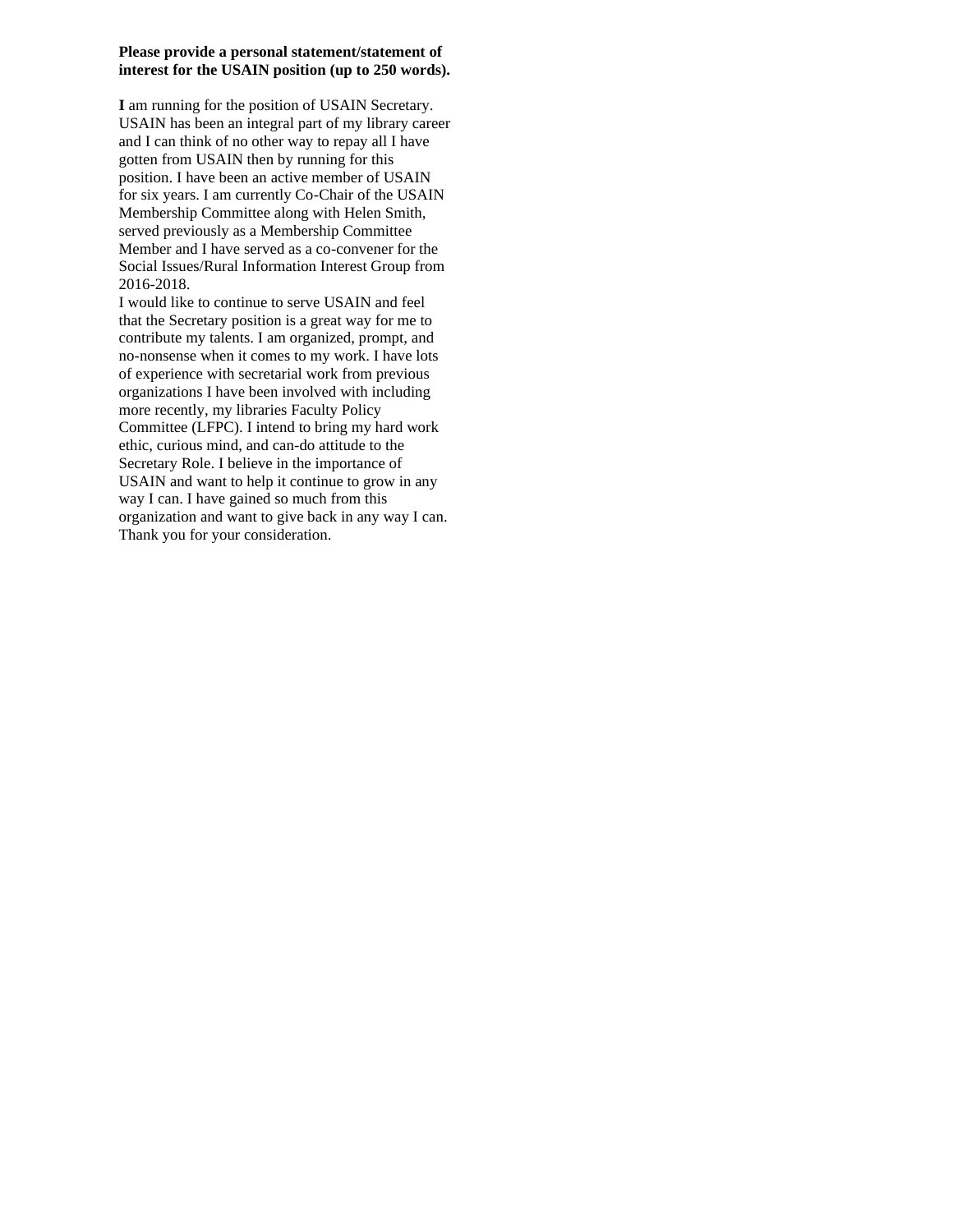**Please provide a personal statement/statement of interest for the USAIN position (up to 250 words).**

**I** am running for the position of USAIN Secretary. USAIN has been an integral part of my library career and I can think of no other way to repay all I have gotten from USAIN then by running for this position. I have been an active member of USAIN for six years. I am currently Co-Chair of the USAIN Membership Committee along with Helen Smith, served previously as a Membership Committee Member and I have served as a co-convener for the Social Issues/Rural Information Interest Group from 2016-2018.

I would like to continue to serve USAIN and feel that the Secretary position is a great way for me to contribute my talents. I am organized, prompt, and no-nonsense when it comes to my work. I have lots of experience with secretarial work from previous organizations I have been involved with including more recently, my libraries Faculty Policy Committee (LFPC). I intend to bring my hard work ethic, curious mind, and can-do attitude to the Secretary Role. I believe in the importance of USAIN and want to help it continue to grow in any way I can. I have gained so much from this organization and want to give back in any way I can. Thank you for your consideration.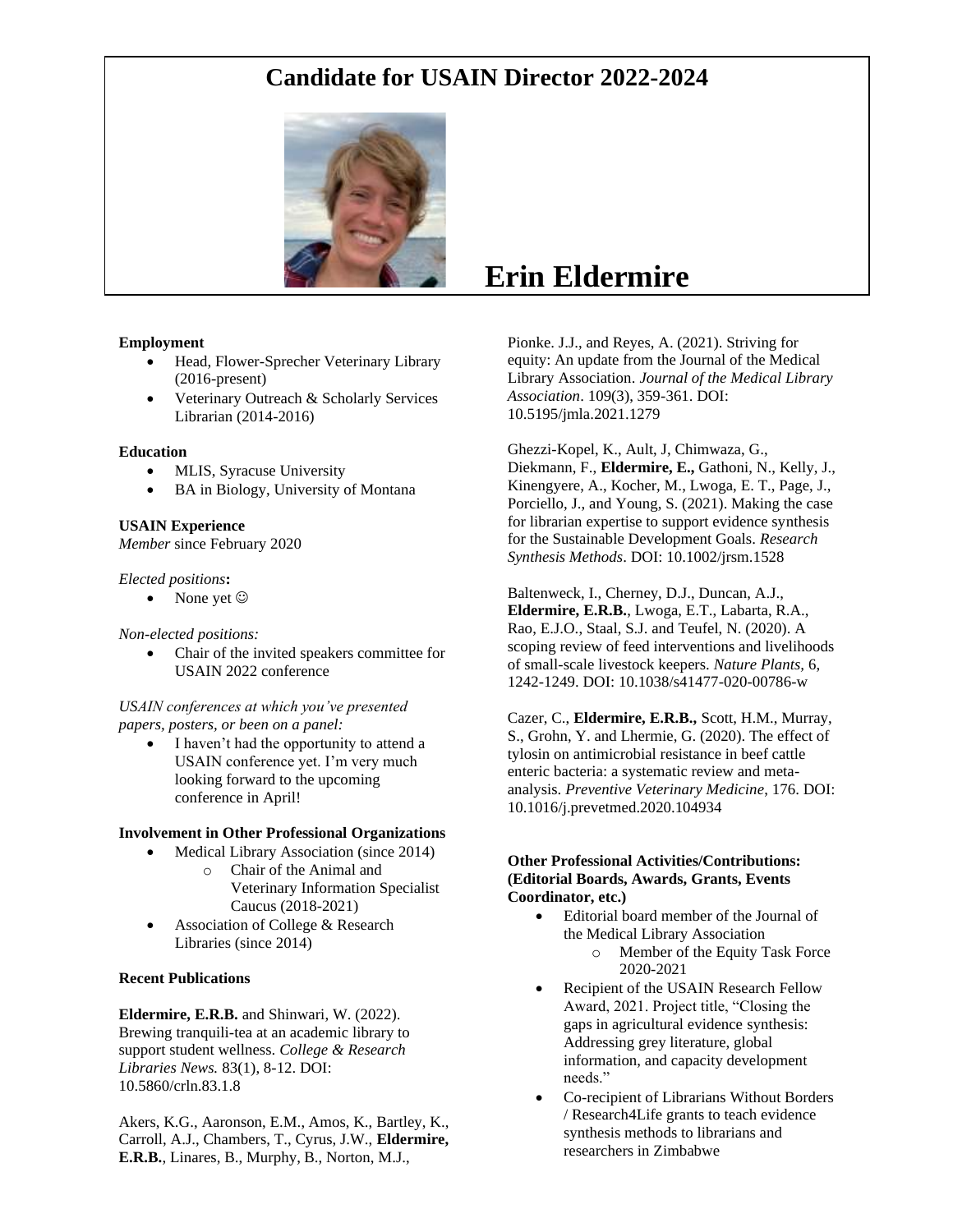# Candidate for USAIN Director 2022-2024

# Erin Eldermire

**Employment**

- Head, Flower-Sprecher Veterinary Library (2016-present)
- Veterinary Outreach & Scholarly Services Librarian (2014-2016)

**Education**

- MLIS, Syracuse University
- BA in Biology, University of Montana

**USAIN Experience**

*Member* since February 2020

*Elected positions***:**

- None yet ☺

*Non-elected positions:*

- Chair of the invited speakers committee for USAIN 2022 conference

*USAIN conferences at which you've presented papers, posters, or been on a panel:*

- I haven't had the opportunity to attend a USAIN conference yet. I'm very much looking forward to the upcoming conference in April!

**Involvement in Other Professional Organizations**

- Medical Library Association (since 2014)
  - Chair of the Animal and Veterinary Information Specialist Caucus (2018-2021)
- Association of College & Research Libraries (since 2014)

**Recent Publications**

**Eldermire, E.R.B.** and Shinwari, W. (2022). Brewing tranquili-tea at an academic library to support student wellness. *College & Research Libraries News.* 83(1), 8-12. DOI: 10.5860/crln.83.1.8

Akers, K.G., Aaronson, E.M., Amos, K., Bartley, K., Carroll, A.J., Chambers, T., Cyrus, J.W., **Eldermire, E.R.B.**, Linares, B., Murphy, B., Norton, M.J., Pionke. J.J., and Reyes, A. (2021). Striving for equity: An update from the Journal of the Medical Library Association. *Journal of the Medical Library Association*. 109(3), 359-361. DOI: 10.5195/jmla.2021.1279

Ghezzi-Kopel, K., Ault, J, Chimwaza, G., Diekmann, F., **Eldermire, E.,** Gathoni, N., Kelly, J., Kinengyere, A., Kocher, M., Lwoga, E. T., Page, J., Porciello, J., and Young, S. (2021). Making the case for librarian expertise to support evidence synthesis for the Sustainable Development Goals. *Research Synthesis Methods*. DOI: 10.1002/jrsm.1528

Baltenweck, I., Cherney, D.J., Duncan, A.J., **Eldermire, E.R.B.**, Lwoga, E.T., Labarta, R.A., Rao, E.J.O., Staal, S.J. and Teufel, N. (2020). A scoping review of feed interventions and livelihoods of small-scale livestock keepers. *Nature Plants*, 6, 1242-1249. DOI: 10.1038/s41477-020-00786-w

Cazer, C., **Eldermire, E.R.B.,** Scott, H.M., Murray, S., Grohn, Y. and Lhermie, G. (2020). The effect of tylosin on antimicrobial resistance in beef cattle enteric bacteria: a systematic review and meta-analysis. *Preventive Veterinary Medicine*, 176. DOI: 10.1016/j.prevetmed.2020.104934

**Other Professional Activities/Contributions: (Editorial Boards, Awards, Grants, Events Coordinator, etc.)**

- Editorial board member of the Journal of the Medical Library Association
  - Member of the Equity Task Force 2020-2021
- Recipient of the USAIN Research Fellow Award, 2021. Project title, "Closing the gaps in agricultural evidence synthesis: Addressing grey literature, global information, and capacity development needs."
- Co-recipient of Librarians Without Borders / Research4Life grants to teach evidence synthesis methods to librarians and researchers in Zimbabwe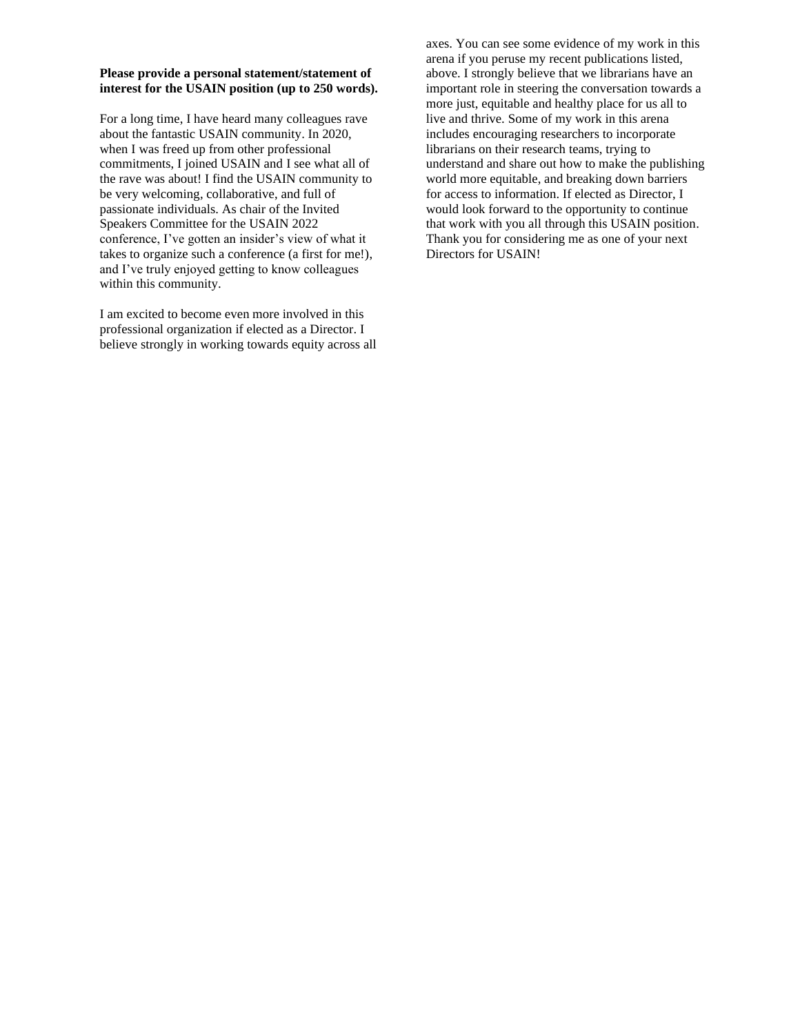**Please provide a personal statement/statement of interest for the USAIN position (up to 250 words).**

For a long time, I have heard many colleagues rave about the fantastic USAIN community. In 2020, when I was freed up from other professional commitments, I joined USAIN and I see what all of the rave was about! I find the USAIN community to be very welcoming, collaborative, and full of passionate individuals. As chair of the Invited Speakers Committee for the USAIN 2022 conference, I've gotten an insider's view of what it takes to organize such a conference (a first for me!), and I've truly enjoyed getting to know colleagues within this community.

I am excited to become even more involved in this professional organization if elected as a Director. I believe strongly in working towards equity across all axes. You can see some evidence of my work in this arena if you peruse my recent publications listed, above. I strongly believe that we librarians have an important role in steering the conversation towards a more just, equitable and healthy place for us all to live and thrive. Some of my work in this arena includes encouraging researchers to incorporate librarians on their research teams, trying to understand and share out how to make the publishing world more equitable, and breaking down barriers for access to information. If elected as Director, I would look forward to the opportunity to continue that work with you all through this USAIN position. Thank you for considering me as one of your next Directors for USAIN!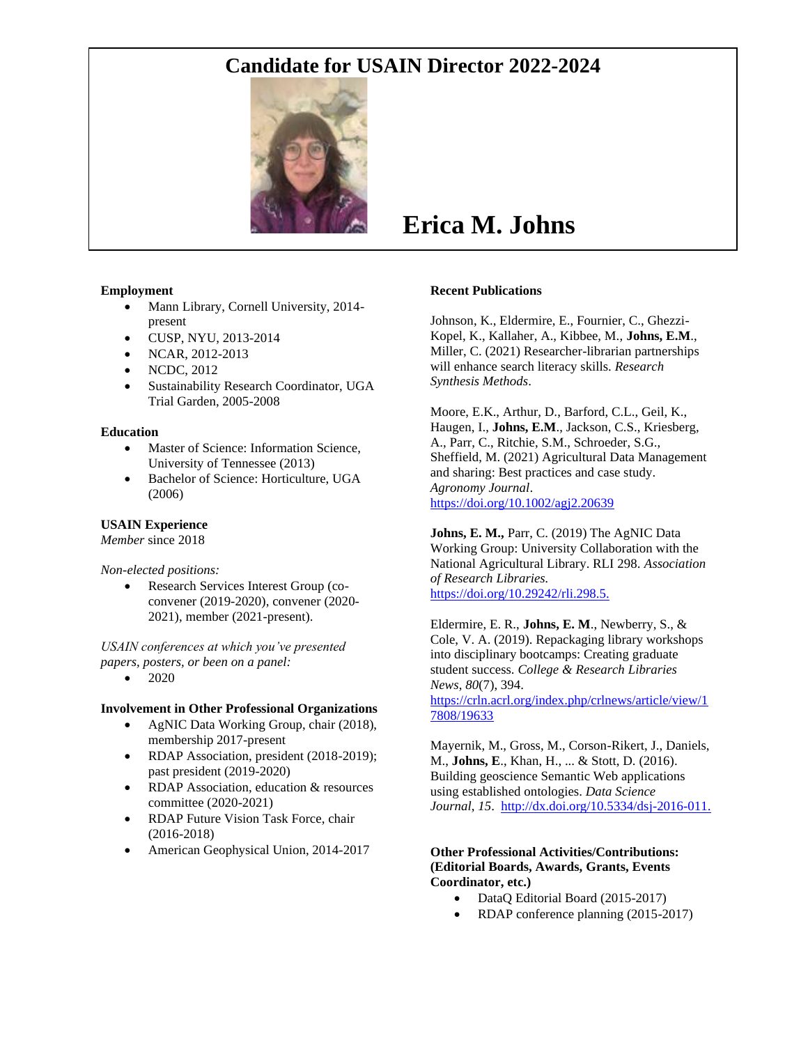# Candidate for USAIN Director 2022-2024

# Erica M. Johns

### Employment

- Mann Library, Cornell University, 2014-present
- CUSP, NYU, 2013-2014
- NCAR, 2012-2013
- NCDC, 2012
- Sustainability Research Coordinator, UGA Trial Garden, 2005-2008

### Education

- Master of Science: Information Science, University of Tennessee (2013)
- Bachelor of Science: Horticulture, UGA (2006)

### USAIN Experience

*Member* since 2018

*Non-elected positions:*

- Research Services Interest Group (co-convener (2019-2020), convener (2020-2021), member (2021-present).

*USAIN conferences at which you've presented papers, posters, or been on a panel:*

- 2020

### Involvement in Other Professional Organizations

- AgNIC Data Working Group, chair (2018), membership 2017-present
- RDAP Association, president (2018-2019); past president (2019-2020)
- RDAP Association, education & resources committee (2020-2021)
- RDAP Future Vision Task Force, chair (2016-2018)
- American Geophysical Union, 2014-2017

### Recent Publications

Johnson, K., Eldermire, E., Fournier, C., Ghezzi-Kopel, K., Kallaher, A., Kibbee, M., **Johns, E.M.**, Miller, C. (2021) Researcher-librarian partnerships will enhance search literacy skills. *Research Synthesis Methods*.

Moore, E.K., Arthur, D., Barford, C.L., Geil, K., Haugen, I., **Johns, E.M.**, Jackson, C.S., Kriesberg, A., Parr, C., Ritchie, S.M., Schroeder, S.G., Sheffield, M. (2021) Agricultural Data Management and sharing: Best practices and case study. *Agronomy Journal*. https://doi.org/10.1002/agj2.20639

**Johns, E. M.,** Parr, C. (2019) The AgNIC Data Working Group: University Collaboration with the National Agricultural Library. RLI 298. *Association of Research Libraries.* https://doi.org/10.29242/rli.298.5.

Eldermire, E. R., **Johns, E. M**., Newberry, S., & Cole, V. A. (2019). Repackaging library workshops into disciplinary bootcamps: Creating graduate student success. *College & Research Libraries News*, *80*(7), 394. https://crln.acrl.org/index.php/crlnews/article/view/17808/19633

Mayernik, M., Gross, M., Corson-Rikert, J., Daniels, M., **Johns, E**., Khan, H., ... & Stott, D. (2016). Building geoscience Semantic Web applications using established ontologies. *Data Science Journal*, *15*. http://dx.doi.org/10.5334/dsj-2016-011.

### Other Professional Activities/Contributions: (Editorial Boards, Awards, Grants, Events Coordinator, etc.)

- DataQ Editorial Board (2015-2017)
- RDAP conference planning (2015-2017)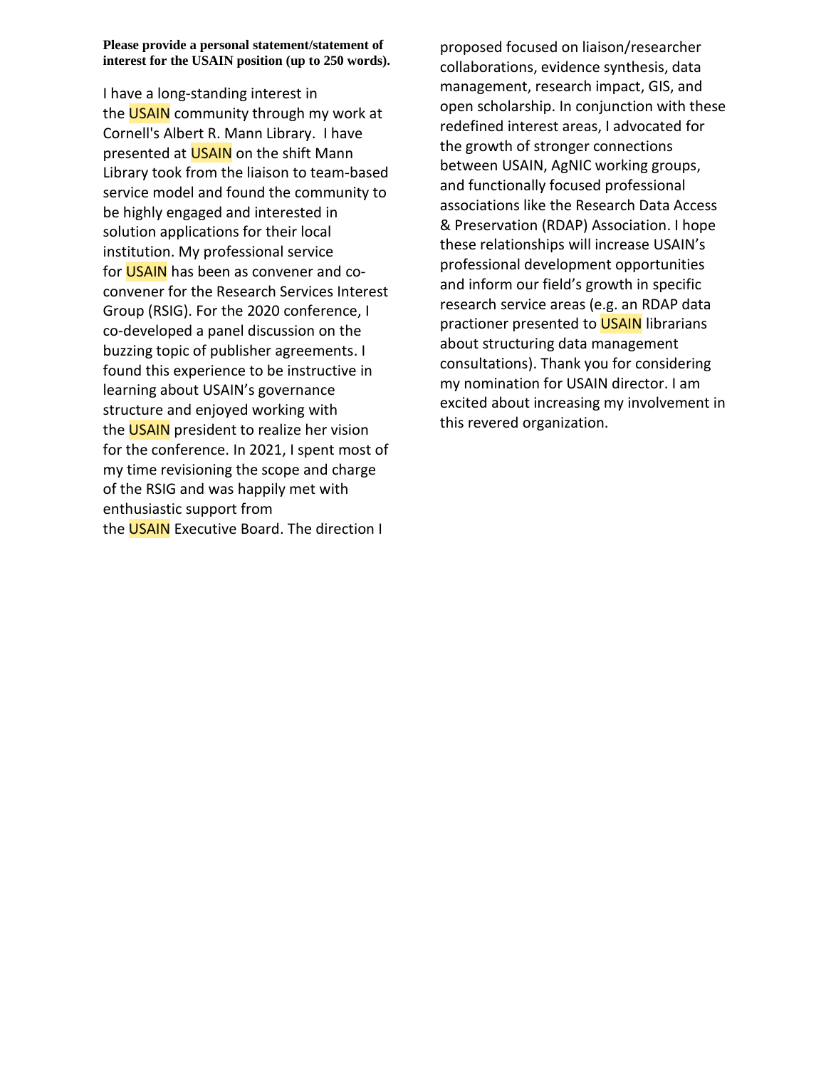**Please provide a personal statement/statement of interest for the USAIN position (up to 250 words).**

I have a long-standing interest in the USAIN community through my work at Cornell's Albert R. Mann Library. I have presented at USAIN on the shift Mann Library took from the liaison to team-based service model and found the community to be highly engaged and interested in solution applications for their local institution. My professional service for USAIN has been as convener and co-convener for the Research Services Interest Group (RSIG). For the 2020 conference, I co-developed a panel discussion on the buzzing topic of publisher agreements. I found this experience to be instructive in learning about USAIN's governance structure and enjoyed working with the USAIN president to realize her vision for the conference. In 2021, I spent most of my time revisioning the scope and charge of the RSIG and was happily met with enthusiastic support from the USAIN Executive Board. The direction I proposed focused on liaison/researcher collaborations, evidence synthesis, data management, research impact, GIS, and open scholarship. In conjunction with these redefined interest areas, I advocated for the growth of stronger connections between USAIN, AgNIC working groups, and functionally focused professional associations like the Research Data Access & Preservation (RDAP) Association. I hope these relationships will increase USAIN's professional development opportunities and inform our field's growth in specific research service areas (e.g. an RDAP data practioner presented to USAIN librarians about structuring data management consultations). Thank you for considering my nomination for USAIN director. I am excited about increasing my involvement in this revered organization.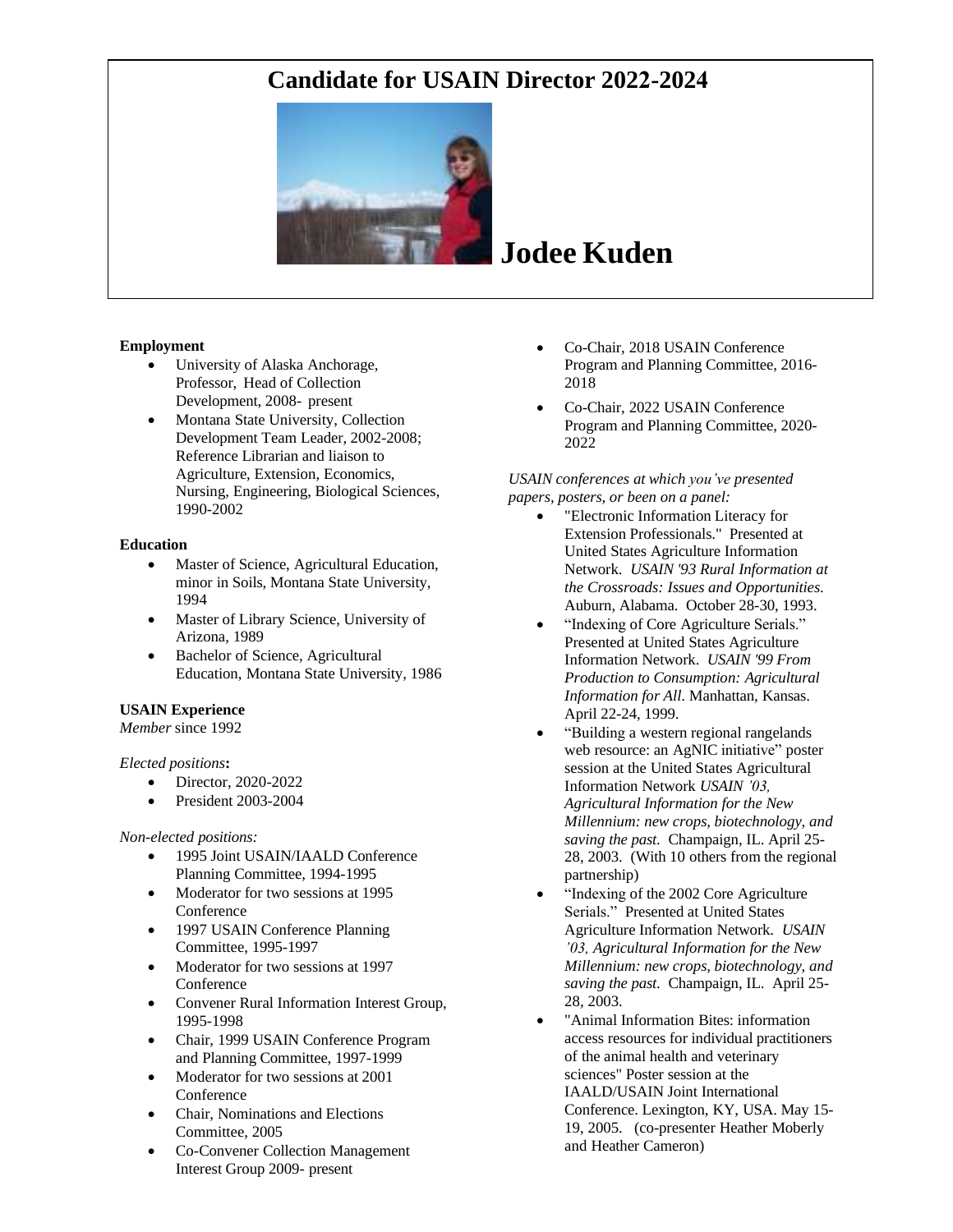# Candidate for USAIN Director 2022-2024

# Jodee Kuden

**Employment**

- University of Alaska Anchorage, Professor, Head of Collection Development, 2008- present
- Montana State University, Collection Development Team Leader, 2002-2008; Reference Librarian and liaison to Agriculture, Extension, Economics, Nursing, Engineering, Biological Sciences, 1990-2002

**Education**

- Master of Science, Agricultural Education, minor in Soils, Montana State University, 1994
- Master of Library Science, University of Arizona, 1989
- Bachelor of Science, Agricultural Education, Montana State University, 1986

**USAIN Experience**

*Member* since 1992

*Elected positions***:**

- Director, 2020-2022
- President 2003-2004

*Non-elected positions:*

- 1995 Joint USAIN/IAALD Conference Planning Committee, 1994-1995
- Moderator for two sessions at 1995 Conference
- 1997 USAIN Conference Planning Committee, 1995-1997
- Moderator for two sessions at 1997 Conference
- Convener Rural Information Interest Group, 1995-1998
- Chair, 1999 USAIN Conference Program and Planning Committee, 1997-1999
- Moderator for two sessions at 2001 Conference
- Chair, Nominations and Elections Committee, 2005
- Co-Convener Collection Management Interest Group 2009- present
- Co-Chair, 2018 USAIN Conference Program and Planning Committee, 2016-2018
- Co-Chair, 2022 USAIN Conference Program and Planning Committee, 2020-2022

*USAIN conferences at which you've presented papers, posters, or been on a panel:*

- "Electronic Information Literacy for Extension Professionals." Presented at United States Agriculture Information Network. *USAIN '93 Rural Information at the Crossroads: Issues and Opportunities.* Auburn, Alabama. October 28-30, 1993.
- "Indexing of Core Agriculture Serials." Presented at United States Agriculture Information Network. *USAIN '99 From Production to Consumption: Agricultural Information for All.* Manhattan, Kansas. April 22-24, 1999.
- "Building a western regional rangelands web resource: an AgNIC initiative" poster session at the United States Agricultural Information Network *USAIN '03, Agricultural Information for the New Millennium: new crops, biotechnology, and saving the past.* Champaign, IL. April 25-28, 2003. (With 10 others from the regional partnership)
- "Indexing of the 2002 Core Agriculture Serials." Presented at United States Agriculture Information Network. *USAIN '03, Agricultural Information for the New Millennium: new crops, biotechnology, and saving the past.* Champaign, IL. April 25-28, 2003.
- "Animal Information Bites: information access resources for individual practitioners of the animal health and veterinary sciences" Poster session at the IAALD/USAIN Joint International Conference. Lexington, KY, USA. May 15-19, 2005. (co-presenter Heather Moberly and Heather Cameron)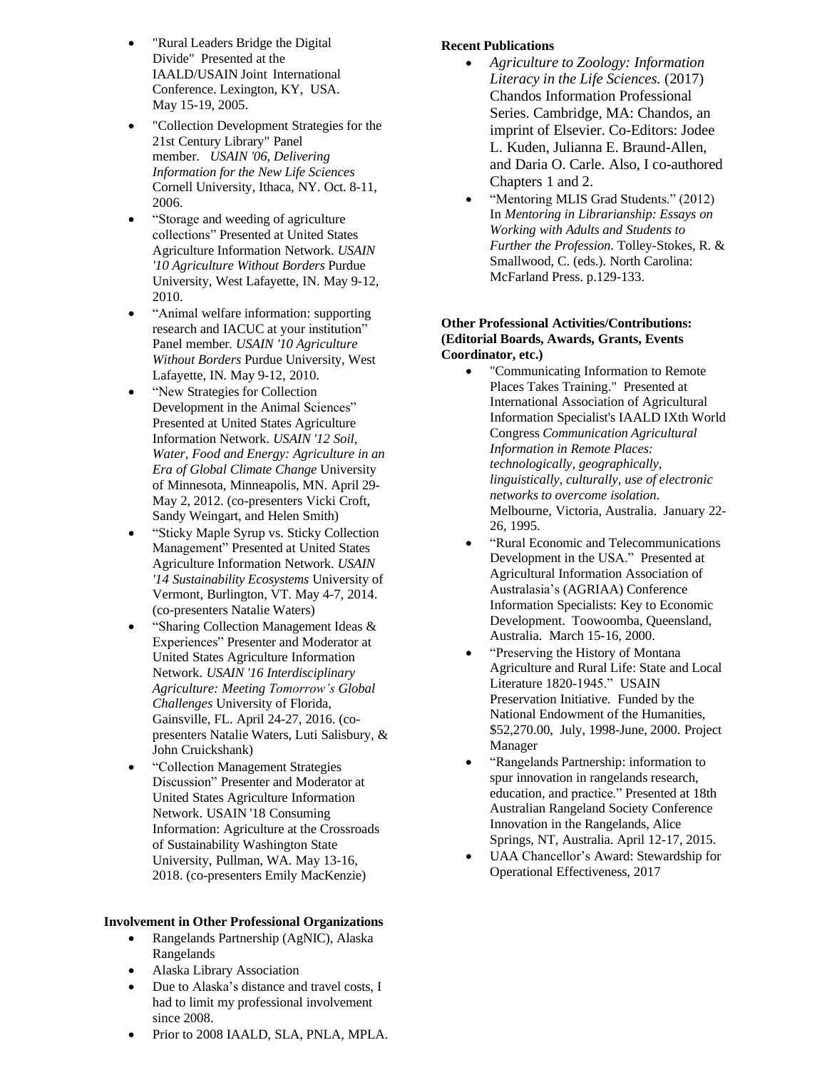- "Rural Leaders Bridge the Digital Divide" Presented at the IAALD/USAIN Joint International Conference. Lexington, KY, USA. May 15-19, 2005.
- "Collection Development Strategies for the 21st Century Library" Panel member. *USAIN '06, Delivering Information for the New Life Sciences* Cornell University, Ithaca, NY. Oct. 8-11, 2006.
- "Storage and weeding of agriculture collections" Presented at United States Agriculture Information Network. *USAIN '10 Agriculture Without Borders* Purdue University, West Lafayette, IN. May 9-12, 2010.
- "Animal welfare information: supporting research and IACUC at your institution" Panel member. *USAIN '10 Agriculture Without Borders* Purdue University, West Lafayette, IN. May 9-12, 2010.
- "New Strategies for Collection Development in the Animal Sciences" Presented at United States Agriculture Information Network. *USAIN '12 Soil, Water, Food and Energy: Agriculture in an Era of Global Climate Change* University of Minnesota, Minneapolis, MN. April 29-May 2, 2012. (co-presenters Vicki Croft, Sandy Weingart, and Helen Smith)
- "Sticky Maple Syrup vs. Sticky Collection Management" Presented at United States Agriculture Information Network. *USAIN '14 Sustainability Ecosystems* University of Vermont, Burlington, VT. May 4-7, 2014. (co-presenters Natalie Waters)
- "Sharing Collection Management Ideas & Experiences" Presenter and Moderator at United States Agriculture Information Network. *USAIN '16 Interdisciplinary Agriculture: Meeting Tomorrow's Global Challenges* University of Florida, Gainsville, FL. April 24-27, 2016. (co-presenters Natalie Waters, Luti Salisbury, & John Cruickshank)
- "Collection Management Strategies Discussion" Presenter and Moderator at United States Agriculture Information Network. USAIN '18 Consuming Information: Agriculture at the Crossroads of Sustainability Washington State University, Pullman, WA. May 13-16, 2018. (co-presenters Emily MacKenzie)

**Involvement in Other Professional Organizations**

- Rangelands Partnership (AgNIC), Alaska Rangelands
- Alaska Library Association
- Due to Alaska's distance and travel costs, I had to limit my professional involvement since 2008.
- Prior to 2008 IAALD, SLA, PNLA, MPLA.

**Recent Publications**

- *Agriculture to Zoology: Information Literacy in the Life Sciences.* (2017) Chandos Information Professional Series. Cambridge, MA: Chandos, an imprint of Elsevier. Co-Editors: Jodee L. Kuden, Julianna E. Braund-Allen, and Daria O. Carle. Also, I co-authored Chapters 1 and 2.
- "Mentoring MLIS Grad Students." (2012) In *Mentoring in Librarianship: Essays on Working with Adults and Students to Further the Profession.* Tolley-Stokes, R. & Smallwood, C. (eds.). North Carolina: McFarland Press. p.129-133.

**Other Professional Activities/Contributions: (Editorial Boards, Awards, Grants, Events Coordinator, etc.)**

- "Communicating Information to Remote Places Takes Training." Presented at International Association of Agricultural Information Specialist's IAALD IXth World Congress *Communication Agricultural Information in Remote Places: technologically, geographically, linguistically, culturally, use of electronic networks to overcome isolation.* Melbourne, Victoria, Australia. January 22-26, 1995.
- "Rural Economic and Telecommunications Development in the USA." Presented at Agricultural Information Association of Australasia's (AGRIAA) Conference Information Specialists: Key to Economic Development. Toowoomba, Queensland, Australia. March 15-16, 2000.
- "Preserving the History of Montana Agriculture and Rural Life: State and Local Literature 1820-1945." USAIN Preservation Initiative. Funded by the National Endowment of the Humanities, \$52,270.00, July, 1998-June, 2000. Project Manager
- "Rangelands Partnership: information to spur innovation in rangelands research, education, and practice." Presented at 18th Australian Rangeland Society Conference Innovation in the Rangelands, Alice Springs, NT, Australia. April 12-17, 2015.
- UAA Chancellor's Award: Stewardship for Operational Effectiveness, 2017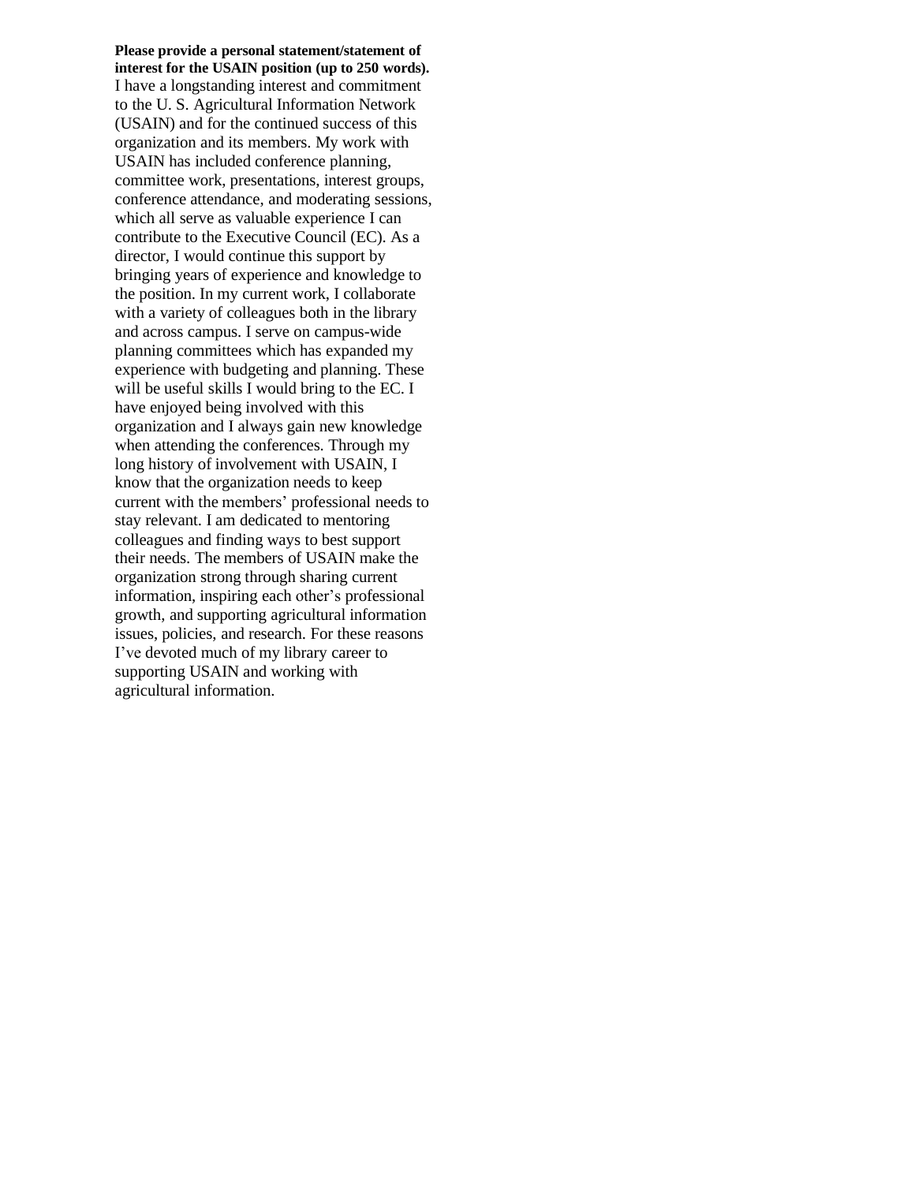**Please provide a personal statement/statement of interest for the USAIN position (up to 250 words).**
I have a longstanding interest and commitment to the U. S. Agricultural Information Network (USAIN) and for the continued success of this organization and its members. My work with USAIN has included conference planning, committee work, presentations, interest groups, conference attendance, and moderating sessions, which all serve as valuable experience I can contribute to the Executive Council (EC). As a director, I would continue this support by bringing years of experience and knowledge to the position. In my current work, I collaborate with a variety of colleagues both in the library and across campus. I serve on campus-wide planning committees which has expanded my experience with budgeting and planning. These will be useful skills I would bring to the EC. I have enjoyed being involved with this organization and I always gain new knowledge when attending the conferences. Through my long history of involvement with USAIN, I know that the organization needs to keep current with the members' professional needs to stay relevant. I am dedicated to mentoring colleagues and finding ways to best support their needs. The members of USAIN make the organization strong through sharing current information, inspiring each other's professional growth, and supporting agricultural information issues, policies, and research. For these reasons I've devoted much of my library career to supporting USAIN and working with agricultural information.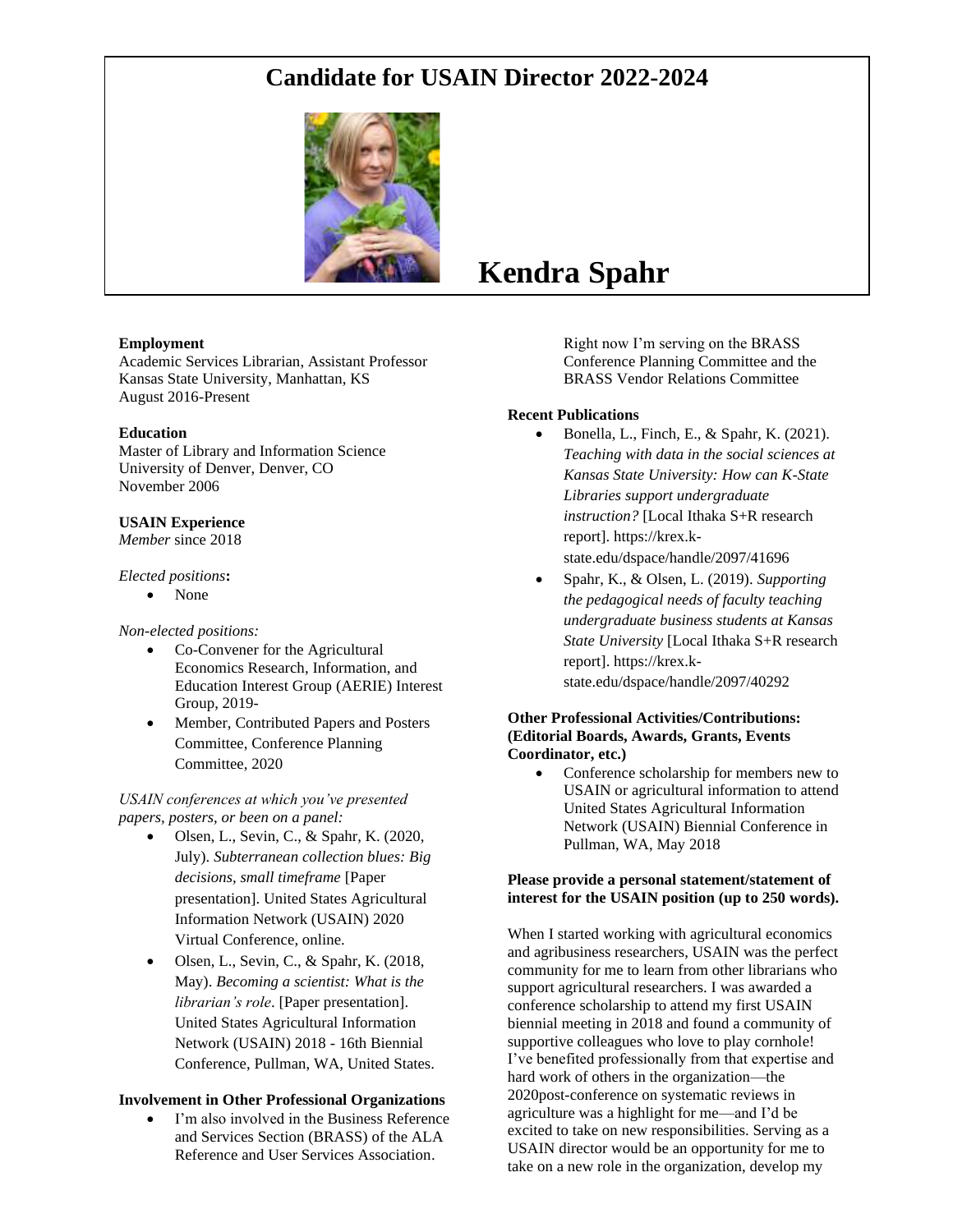# Candidate for USAIN Director 2022-2024

## Kendra Spahr

**Employment**
Academic Services Librarian, Assistant Professor
Kansas State University, Manhattan, KS
August 2016-Present

**Education**
Master of Library and Information Science
University of Denver, Denver, CO
November 2006

**USAIN Experience**
*Member* since 2018

*Elected positions***:**

- None

*Non-elected positions:*

- Co-Convener for the Agricultural Economics Research, Information, and Education Interest Group (AERIE) Interest Group, 2019-
- Member, Contributed Papers and Posters Committee, Conference Planning Committee, 2020

*USAIN conferences at which you've presented papers, posters, or been on a panel:*

- Olsen, L., Sevin, C., & Spahr, K. (2020, July). *Subterranean collection blues: Big decisions, small timeframe* [Paper presentation]. United States Agricultural Information Network (USAIN) 2020 Virtual Conference, online.
- Olsen, L., Sevin, C., & Spahr, K. (2018, May). *Becoming a scientist: What is the librarian's role*. [Paper presentation]. United States Agricultural Information Network (USAIN) 2018 - 16th Biennial Conference, Pullman, WA, United States.

**Involvement in Other Professional Organizations**

- I'm also involved in the Business Reference and Services Section (BRASS) of the ALA Reference and User Services Association. Right now I'm serving on the BRASS Conference Planning Committee and the BRASS Vendor Relations Committee

**Recent Publications**

- Bonella, L., Finch, E., & Spahr, K. (2021). *Teaching with data in the social sciences at Kansas State University: How can K-State Libraries support undergraduate instruction?* [Local Ithaka S+R research report]. https://krex.k-state.edu/dspace/handle/2097/41696
- Spahr, K., & Olsen, L. (2019). *Supporting the pedagogical needs of faculty teaching undergraduate business students at Kansas State University* [Local Ithaka S+R research report]. https://krex.k-state.edu/dspace/handle/2097/40292

**Other Professional Activities/Contributions: (Editorial Boards, Awards, Grants, Events Coordinator, etc.)**

- Conference scholarship for members new to USAIN or agricultural information to attend United States Agricultural Information Network (USAIN) Biennial Conference in Pullman, WA, May 2018

**Please provide a personal statement/statement of interest for the USAIN position (up to 250 words).**

When I started working with agricultural economics and agribusiness researchers, USAIN was the perfect community for me to learn from other librarians who support agricultural researchers. I was awarded a conference scholarship to attend my first USAIN biennial meeting in 2018 and found a community of supportive colleagues who love to play cornhole! I've benefited professionally from that expertise and hard work of others in the organization—the 2020post-conference on systematic reviews in agriculture was a highlight for me—and I'd be excited to take on new responsibilities. Serving as a USAIN director would be an opportunity for me to take on a new role in the organization, develop my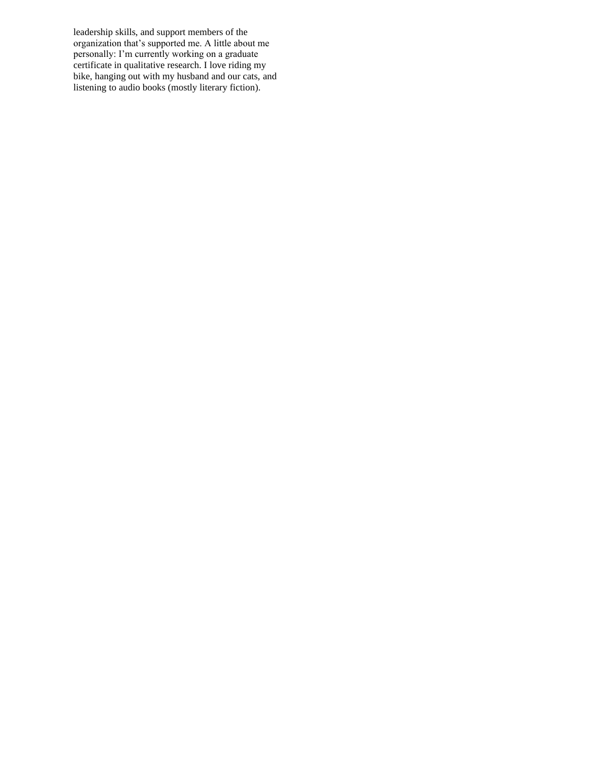leadership skills, and support members of the organization that's supported me. A little about me personally: I'm currently working on a graduate certificate in qualitative research. I love riding my bike, hanging out with my husband and our cats, and listening to audio books (mostly literary fiction).